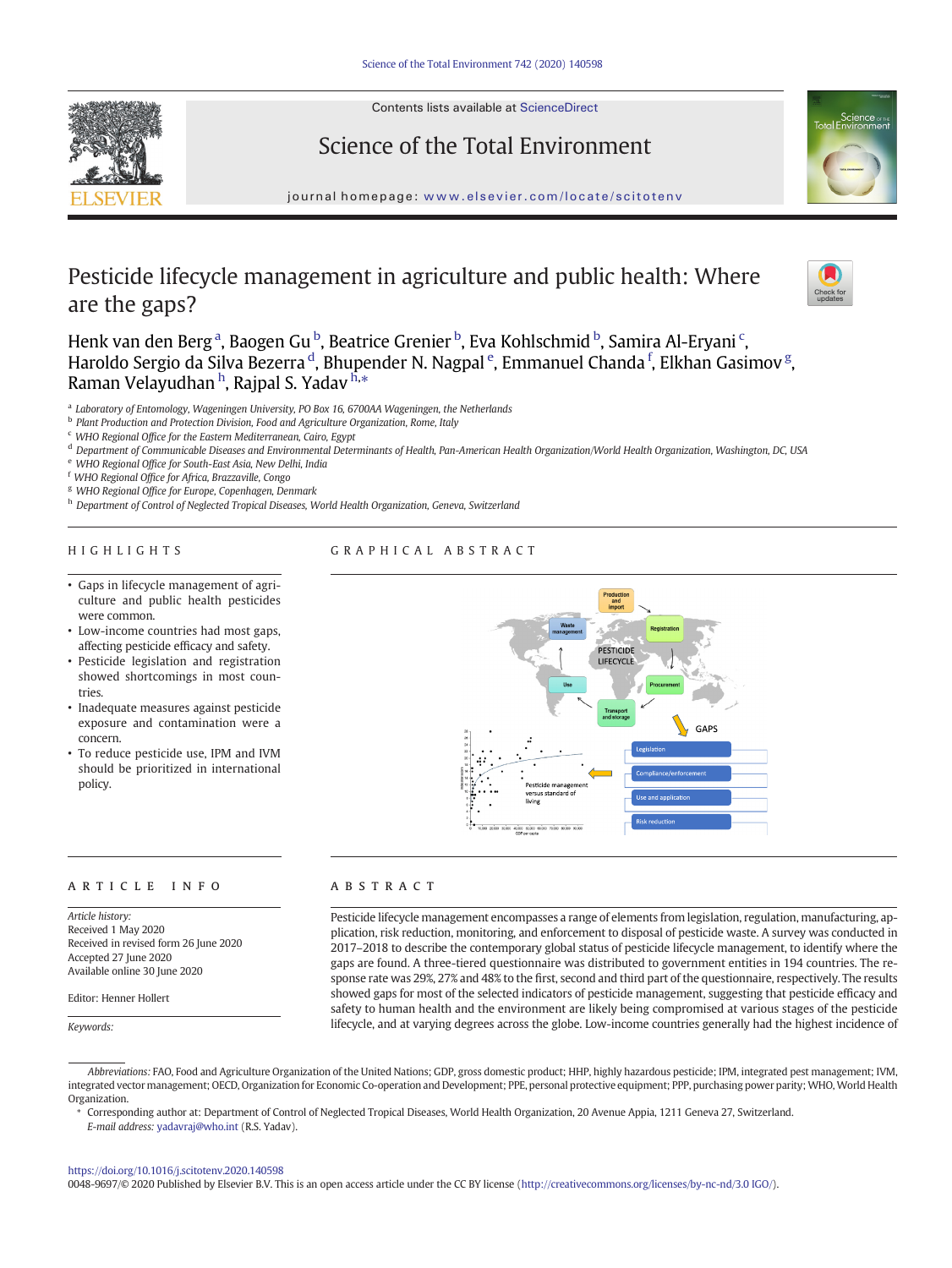# Pesticide lifecycle management in agriculture and public health: Where are the gaps?

Henk van den Berg [a], Baogen Gu [b], Beatrice Grenier [b], Eva Kohlschmid [b], Samira Al-Eryani [c], Haroldo Sergio da Silva Bezerra [d], Bhupender N. Nagpal [e], Emmanuel Chanda [f], Elkhan Gasimov [g], Raman Velayudhan [h], Rajpal S. Yadav [h,*]

[a] Laboratory of Entomology, Wageningen University, PO Box 16, 6700AA Wageningen, the Netherlands
[b] Plant Production and Protection Division, Food and Agriculture Organization, Rome, Italy
[c] WHO Regional Office for the Eastern Mediterranean, Cairo, Egypt
[d] Department of Communicable Diseases and Environmental Determinants of Health, Pan-American Health Organization/World Health Organization, Washington, DC, USA
[e] WHO Regional Office for South-East Asia, New Delhi, India
[f] WHO Regional Office for Africa, Brazzaville, Congo
[g] WHO Regional Office for Europe, Copenhagen, Denmark
[h] Department of Control of Neglected Tropical Diseases, World Health Organization, Geneva, Switzerland

## HIGHLIGHTS

- Gaps in lifecycle management of agriculture and public health pesticides were common.
- Low-income countries had most gaps, affecting pesticide efficacy and safety.
- Pesticide legislation and registration showed shortcomings in most countries.
- Inadequate measures against pesticide exposure and contamination were a concern.
- To reduce pesticide use, IPM and IVM should be prioritized in international policy.

## GRAPHICAL ABSTRACT

## ARTICLE INFO

*Article history:*
Received 1 May 2020
Received in revised form 26 June 2020
Accepted 27 June 2020
Available online 30 June 2020

Editor: Henner Hollert

*Keywords:*

## ABSTRACT

Pesticide lifecycle management encompasses a range of elements from legislation, regulation, manufacturing, application, risk reduction, monitoring, and enforcement to disposal of pesticide waste. A survey was conducted in 2017–2018 to describe the contemporary global status of pesticide lifecycle management, to identify where the gaps are found. A three-tiered questionnaire was distributed to government entities in 194 countries. The response rate was 29%, 27% and 48% to the first, second and third part of the questionnaire, respectively. The results showed gaps for most of the selected indicators of pesticide management, suggesting that pesticide efficacy and safety to human health and the environment are likely being compromised at various stages of the pesticide lifecycle, and at varying degrees across the globe. Low-income countries generally had the highest incidence of

---

*Abbreviations:* FAO, Food and Agriculture Organization of the United Nations; GDP, gross domestic product; HHP, highly hazardous pesticide; IPM, integrated pest management; IVM, integrated vector management; OECD, Organization for Economic Co-operation and Development; PPE, personal protective equipment; PPP, purchasing power parity; WHO, World Health Organization.

\* Corresponding author at: Department of Control of Neglected Tropical Diseases, World Health Organization, 20 Avenue Appia, 1211 Geneva 27, Switzerland.
*E-mail address:* yadavraj@who.int (R.S. Yadav).

https://doi.org/10.1016/j.scitotenv.2020.140598
0048-9697/© 2020 Published by Elsevier B.V. This is an open access article under the CC BY license (http://creativecommons.org/licenses/by-nc-nd/3.0 IGO/).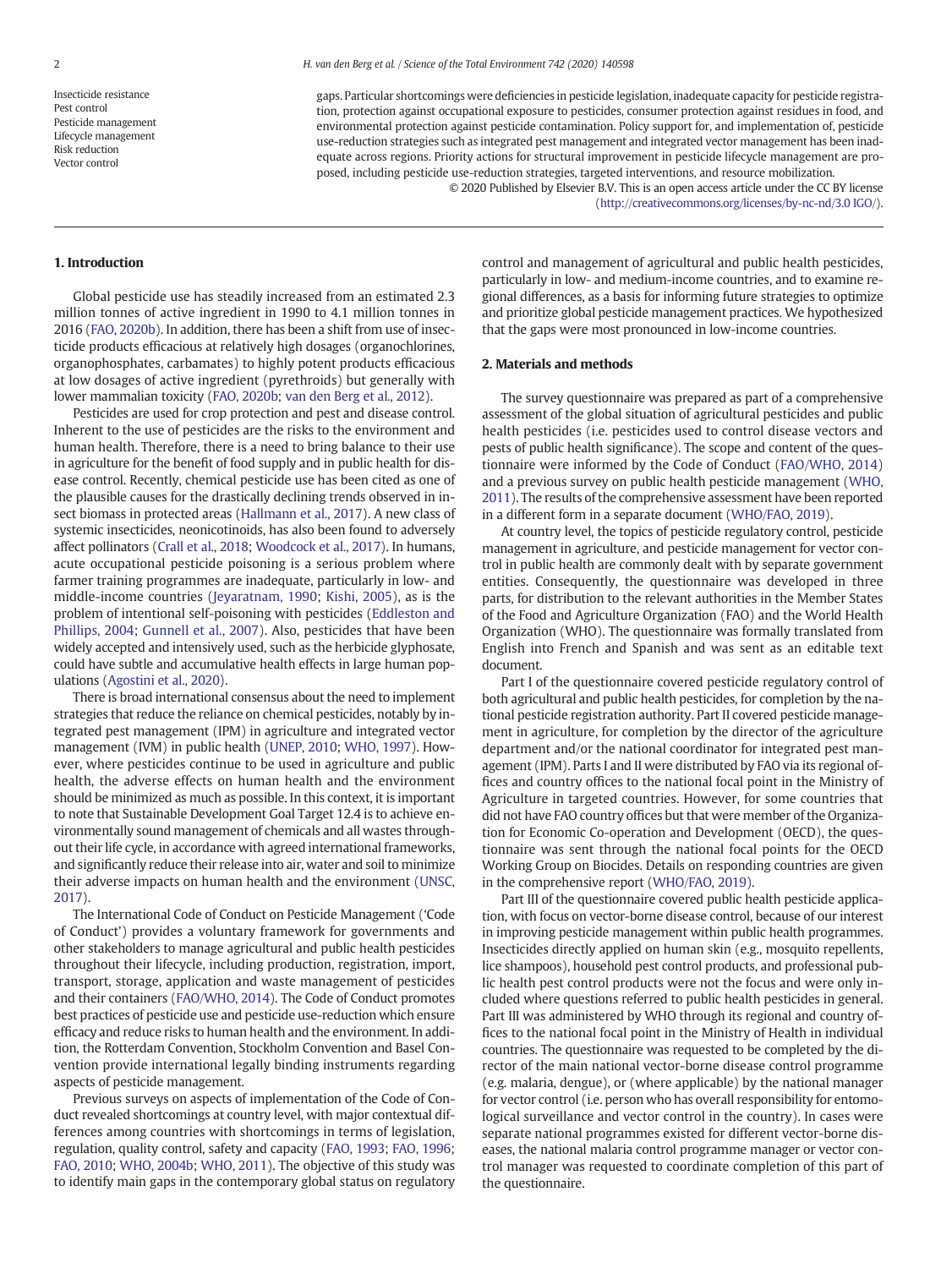Insecticide resistance
Pest control
Pesticide management
Lifecycle management
Risk reduction
Vector control

gaps. Particular shortcomings were deficiencies in pesticide legislation, inadequate capacity for pesticide registration, protection against occupational exposure to pesticides, consumer protection against residues in food, and environmental protection against pesticide contamination. Policy support for, and implementation of, pesticide use-reduction strategies such as integrated pest management and integrated vector management has been inadequate across regions. Priority actions for structural improvement in pesticide lifecycle management are proposed, including pesticide use-reduction strategies, targeted interventions, and resource mobilization.

© 2020 Published by Elsevier B.V. This is an open access article under the CC BY license (http://creativecommons.org/licenses/by-nc-nd/3.0 IGO/).

## 1. Introduction

Global pesticide use has steadily increased from an estimated 2.3 million tonnes of active ingredient in 1990 to 4.1 million tonnes in 2016 (FAO, 2020b). In addition, there has been a shift from use of insecticide products efficacious at relatively high dosages (organochlorines, organophosphates, carbamates) to highly potent products efficacious at low dosages of active ingredient (pyrethroids) but generally with lower mammalian toxicity (FAO, 2020b; van den Berg et al., 2012).

Pesticides are used for crop protection and pest and disease control. Inherent to the use of pesticides are the risks to the environment and human health. Therefore, there is a need to bring balance to their use in agriculture for the benefit of food supply and in public health for disease control. Recently, chemical pesticide use has been cited as one of the plausible causes for the drastically declining trends observed in insect biomass in protected areas (Hallmann et al., 2017). A new class of systemic insecticides, neonicotinoids, has also been found to adversely affect pollinators (Crall et al., 2018; Woodcock et al., 2017). In humans, acute occupational pesticide poisoning is a serious problem where farmer training programmes are inadequate, particularly in low- and middle-income countries (Jeyaratnam, 1990; Kishi, 2005), as is the problem of intentional self-poisoning with pesticides (Eddleston and Phillips, 2004; Gunnell et al., 2007). Also, pesticides that have been widely accepted and intensively used, such as the herbicide glyphosate, could have subtle and accumulative health effects in large human populations (Agostini et al., 2020).

There is broad international consensus about the need to implement strategies that reduce the reliance on chemical pesticides, notably by integrated pest management (IPM) in agriculture and integrated vector management (IVM) in public health (UNEP, 2010; WHO, 1997). However, where pesticides continue to be used in agriculture and public health, the adverse effects on human health and the environment should be minimized as much as possible. In this context, it is important to note that Sustainable Development Goal Target 12.4 is to achieve environmentally sound management of chemicals and all wastes throughout their life cycle, in accordance with agreed international frameworks, and significantly reduce their release into air, water and soil to minimize their adverse impacts on human health and the environment (UNSC, 2017).

The International Code of Conduct on Pesticide Management ('Code of Conduct') provides a voluntary framework for governments and other stakeholders to manage agricultural and public health pesticides throughout their lifecycle, including production, registration, import, transport, storage, application and waste management of pesticides and their containers (FAO/WHO, 2014). The Code of Conduct promotes best practices of pesticide use and pesticide use-reduction which ensure efficacy and reduce risks to human health and the environment. In addition, the Rotterdam Convention, Stockholm Convention and Basel Convention provide international legally binding instruments regarding aspects of pesticide management.

Previous surveys on aspects of implementation of the Code of Conduct revealed shortcomings at country level, with major contextual differences among countries with shortcomings in terms of legislation, regulation, quality control, safety and capacity (FAO, 1993; FAO, 1996; FAO, 2010; WHO, 2004b; WHO, 2011). The objective of this study was to identify main gaps in the contemporary global status on regulatory control and management of agricultural and public health pesticides, particularly in low- and medium-income countries, and to examine regional differences, as a basis for informing future strategies to optimize and prioritize global pesticide management practices. We hypothesized that the gaps were most pronounced in low-income countries.

## 2. Materials and methods

The survey questionnaire was prepared as part of a comprehensive assessment of the global situation of agricultural pesticides and public health pesticides (i.e. pesticides used to control disease vectors and pests of public health significance). The scope and content of the questionnaire were informed by the Code of Conduct (FAO/WHO, 2014) and a previous survey on public health pesticide management (WHO, 2011). The results of the comprehensive assessment have been reported in a different form in a separate document (WHO/FAO, 2019).

At country level, the topics of pesticide regulatory control, pesticide management in agriculture, and pesticide management for vector control in public health are commonly dealt with by separate government entities. Consequently, the questionnaire was developed in three parts, for distribution to the relevant authorities in the Member States of the Food and Agriculture Organization (FAO) and the World Health Organization (WHO). The questionnaire was formally translated from English into French and Spanish and was sent as an editable text document.

Part I of the questionnaire covered pesticide regulatory control of both agricultural and public health pesticides, for completion by the national pesticide registration authority. Part II covered pesticide management in agriculture, for completion by the director of the agriculture department and/or the national coordinator for integrated pest management (IPM). Parts I and II were distributed by FAO via its regional offices and country offices to the national focal point in the Ministry of Agriculture in targeted countries. However, for some countries that did not have FAO country offices but that were member of the Organization for Economic Co-operation and Development (OECD), the questionnaire was sent through the national focal points for the OECD Working Group on Biocides. Details on responding countries are given in the comprehensive report (WHO/FAO, 2019).

Part III of the questionnaire covered public health pesticide application, with focus on vector-borne disease control, because of our interest in improving pesticide management within public health programmes. Insecticides directly applied on human skin (e.g., mosquito repellents, lice shampoos), household pest control products, and professional public health pest control products were not the focus and were only included where questions referred to public health pesticides in general. Part III was administered by WHO through its regional and country offices to the national focal point in the Ministry of Health in individual countries. The questionnaire was requested to be completed by the director of the main national vector-borne disease control programme (e.g. malaria, dengue), or (where applicable) by the national manager for vector control (i.e. person who has overall responsibility for entomological surveillance and vector control in the country). In cases were separate national programmes existed for different vector-borne diseases, the national malaria control programme manager or vector control manager was requested to coordinate completion of this part of the questionnaire.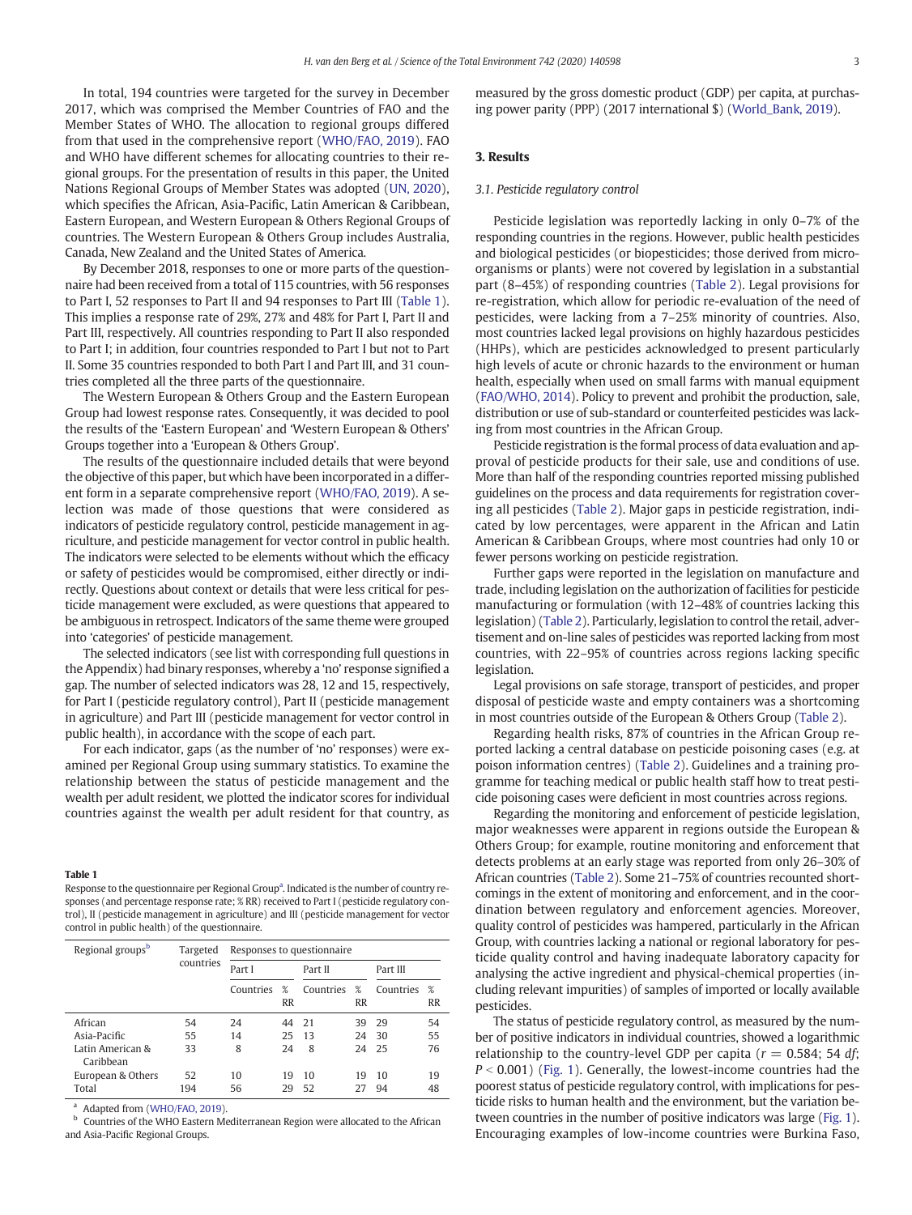In total, 194 countries were targeted for the survey in December 2017, which was comprised the Member Countries of FAO and the Member States of WHO. The allocation to regional groups differed from that used in the comprehensive report (WHO/FAO, 2019). FAO and WHO have different schemes for allocating countries to their regional groups. For the presentation of results in this paper, the United Nations Regional Groups of Member States was adopted (UN, 2020), which specifies the African, Asia-Pacific, Latin American & Caribbean, Eastern European, and Western European & Others Regional Groups of countries. The Western European & Others Group includes Australia, Canada, New Zealand and the United States of America.

By December 2018, responses to one or more parts of the questionnaire had been received from a total of 115 countries, with 56 responses to Part I, 52 responses to Part II and 94 responses to Part III (Table 1). This implies a response rate of 29%, 27% and 48% for Part I, Part II and Part III, respectively. All countries responding to Part II also responded to Part I; in addition, four countries responded to Part I but not to Part II. Some 35 countries responded to both Part I and Part III, and 31 countries completed all the three parts of the questionnaire.

The Western European & Others Group and the Eastern European Group had lowest response rates. Consequently, it was decided to pool the results of the 'Eastern European' and 'Western European & Others' Groups together into a 'European & Others Group'.

The results of the questionnaire included details that were beyond the objective of this paper, but which have been incorporated in a different form in a separate comprehensive report (WHO/FAO, 2019). A selection was made of those questions that were considered as indicators of pesticide regulatory control, pesticide management in agriculture, and pesticide management for vector control in public health. The indicators were selected to be elements without which the efficacy or safety of pesticides would be compromised, either directly or indirectly. Questions about context or details that were less critical for pesticide management were excluded, as were questions that appeared to be ambiguous in retrospect. Indicators of the same theme were grouped into 'categories' of pesticide management.

The selected indicators (see list with corresponding full questions in the Appendix) had binary responses, whereby a 'no' response signified a gap. The number of selected indicators was 28, 12 and 15, respectively, for Part I (pesticide regulatory control), Part II (pesticide management in agriculture) and Part III (pesticide management for vector control in public health), in accordance with the scope of each part.

For each indicator, gaps (as the number of 'no' responses) were examined per Regional Group using summary statistics. To examine the relationship between the status of pesticide management and the wealth per adult resident, we plotted the indicator scores for individual countries against the wealth per adult resident for that country, as measured by the gross domestic product (GDP) per capita, at purchasing power parity (PPP) (2017 international $) (World_Bank, 2019).

**Table 1**
Response to the questionnaire per Regional Group[a]. Indicated is the number of country responses (and percentage response rate; % RR) received to Part I (pesticide regulatory control), II (pesticide management in agriculture) and III (pesticide management for vector control in public health) of the questionnaire.

| Regional groups[b] | Targeted countries | Responses to questionnaire | | | | | |
|---|---|---|---|---|---|---|---|
| | | Part I | | Part II | | Part III | |
| | | Countries | % RR | Countries | % RR | Countries | % RR |
| African | 54 | 24 | 44 | 21 | 39 | 29 | 54 |
| Asia-Pacific | 55 | 14 | 25 | 13 | 24 | 30 | 55 |
| Latin American & Caribbean | 33 | 8 | 24 | 8 | 24 | 25 | 76 |
| European & Others | 52 | 10 | 19 | 10 | 19 | 10 | 19 |
| Total | 194 | 56 | 29 | 52 | 27 | 94 | 48 |

[a] Adapted from (WHO/FAO, 2019).
[b] Countries of the WHO Eastern Mediterranean Region were allocated to the African and Asia-Pacific Regional Groups.

## 3. Results

### 3.1. Pesticide regulatory control

Pesticide legislation was reportedly lacking in only 0–7% of the responding countries in the regions. However, public health pesticides and biological pesticides (or biopesticides; those derived from microorganisms or plants) were not covered by legislation in a substantial part (8–45%) of responding countries (Table 2). Legal provisions for re-registration, which allow for periodic re-evaluation of the need of pesticides, were lacking from a 7–25% minority of countries. Also, most countries lacked legal provisions on highly hazardous pesticides (HHPs), which are pesticides acknowledged to present particularly high levels of acute or chronic hazards to the environment or human health, especially when used on small farms with manual equipment (FAO/WHO, 2014). Policy to prevent and prohibit the production, sale, distribution or use of sub-standard or counterfeited pesticides was lacking from most countries in the African Group.

Pesticide registration is the formal process of data evaluation and approval of pesticide products for their sale, use and conditions of use. More than half of the responding countries reported missing published guidelines on the process and data requirements for registration covering all pesticides (Table 2). Major gaps in pesticide registration, indicated by low percentages, were apparent in the African and Latin American & Caribbean Groups, where most countries had only 10 or fewer persons working on pesticide registration.

Further gaps were reported in the legislation on manufacture and trade, including legislation on the authorization of facilities for pesticide manufacturing or formulation (with 12–48% of countries lacking this legislation) (Table 2). Particularly, legislation to control the retail, advertisement and on-line sales of pesticides was reported lacking from most countries, with 22–95% of countries across regions lacking specific legislation.

Legal provisions on safe storage, transport of pesticides, and proper disposal of pesticide waste and empty containers was a shortcoming in most countries outside of the European & Others Group (Table 2).

Regarding health risks, 87% of countries in the African Group reported lacking a central database on pesticide poisoning cases (e.g. at poison information centres) (Table 2). Guidelines and a training programme for teaching medical or public health staff how to treat pesticide poisoning cases were deficient in most countries across regions.

Regarding the monitoring and enforcement of pesticide legislation, major weaknesses were apparent in regions outside the European & Others Group; for example, routine monitoring and enforcement that detects problems at an early stage was reported from only 26–30% of African countries (Table 2). Some 21–75% of countries recounted shortcomings in the extent of monitoring and enforcement, and in the coordination between regulatory and enforcement agencies. Moreover, quality control of pesticides was hampered, particularly in the African Group, with countries lacking a national or regional laboratory for pesticide quality control and having inadequate laboratory capacity for analysing the active ingredient and physical-chemical properties (including relevant impurities) of samples of imported or locally available pesticides.

The status of pesticide regulatory control, as measured by the number of positive indicators in individual countries, showed a logarithmic relationship to the country-level GDP per capita ($r = 0.584$; 54 $df$; $P < 0.001$) (Fig. 1). Generally, the lowest-income countries had the poorest status of pesticide regulatory control, with implications for pesticide risks to human health and the environment, but the variation between countries in the number of positive indicators was large (Fig. 1). Encouraging examples of low-income countries were Burkina Faso,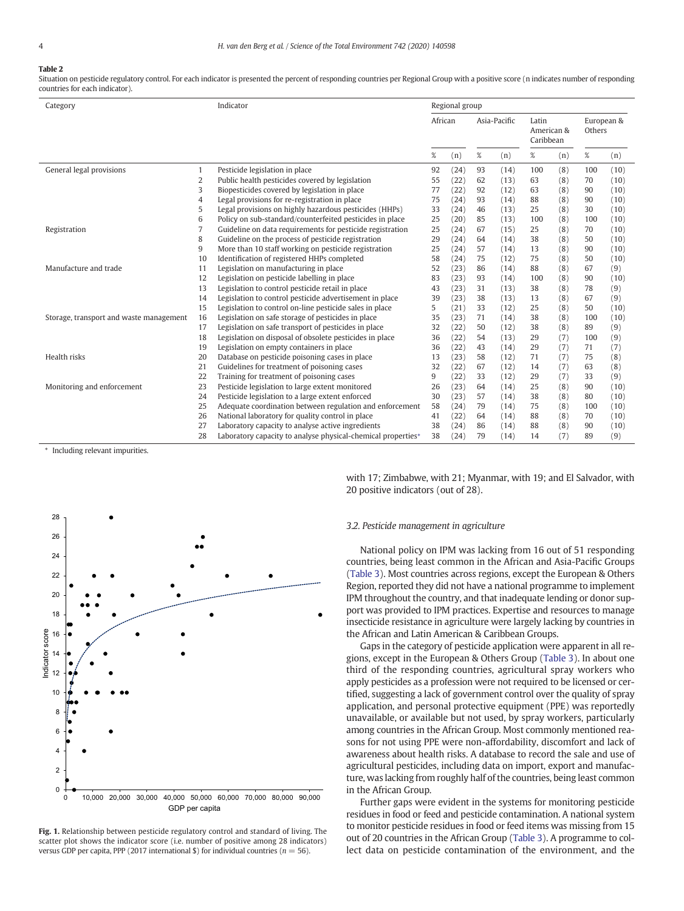**Table 2**

Situation on pesticide regulatory control. For each indicator is presented the percent of responding countries per Regional Group with a positive score (n indicates number of responding countries for each indicator).

| Category | | Indicator | African | | Asia-Pacific | | Latin American & Caribbean | | European & Others | |
|---|---|---|---|---|---|---|---|---|---|---|
| | | | % | (n) | % | (n) | % | (n) | % | (n) |
| General legal provisions | 1 | Pesticide legislation in place | 92 | (24) | 93 | (14) | 100 | (8) | 100 | (10) |
| | 2 | Public health pesticides covered by legislation | 55 | (22) | 62 | (13) | 63 | (8) | 70 | (10) |
| | 3 | Biopesticides covered by legislation in place | 77 | (22) | 92 | (12) | 63 | (8) | 90 | (10) |
| | 4 | Legal provisions for re-registration in place | 75 | (24) | 93 | (14) | 88 | (8) | 90 | (10) |
| | 5 | Legal provisions on highly hazardous pesticides (HHPs) | 33 | (24) | 46 | (13) | 25 | (8) | 30 | (10) |
| | 6 | Policy on sub-standard/counterfeited pesticides in place | 25 | (20) | 85 | (13) | 100 | (8) | 100 | (10) |
| Registration | 7 | Guideline on data requirements for pesticide registration | 25 | (24) | 67 | (15) | 25 | (8) | 70 | (10) |
| | 8 | Guideline on the process of pesticide registration | 29 | (24) | 64 | (14) | 38 | (8) | 50 | (10) |
| | 9 | More than 10 staff working on pesticide registration | 25 | (24) | 57 | (14) | 13 | (8) | 90 | (10) |
| | 10 | Identification of registered HHPs completed | 58 | (24) | 75 | (12) | 75 | (8) | 50 | (10) |
| Manufacture and trade | 11 | Legislation on manufacturing in place | 52 | (23) | 86 | (14) | 88 | (8) | 67 | (9) |
| | 12 | Legislation on pesticide labelling in place | 83 | (23) | 93 | (14) | 100 | (8) | 90 | (10) |
| | 13 | Legislation to control pesticide retail in place | 43 | (23) | 31 | (13) | 38 | (8) | 78 | (9) |
| | 14 | Legislation to control pesticide advertisement in place | 39 | (23) | 38 | (13) | 13 | (8) | 67 | (9) |
| | 15 | Legislation to control on-line pesticide sales in place | 5 | (21) | 33 | (12) | 25 | (8) | 50 | (10) |
| Storage, transport and waste management | 16 | Legislation on safe storage of pesticides in place | 35 | (23) | 71 | (14) | 38 | (8) | 100 | (10) |
| | 17 | Legislation on safe transport of pesticides in place | 32 | (22) | 50 | (12) | 38 | (8) | 89 | (9) |
| | 18 | Legislation on disposal of obsolete pesticides in place | 36 | (22) | 54 | (13) | 29 | (7) | 100 | (9) |
| | 19 | Legislation on empty containers in place | 36 | (22) | 43 | (14) | 29 | (7) | 71 | (7) |
| Health risks | 20 | Database on pesticide poisoning cases in place | 13 | (23) | 58 | (12) | 71 | (7) | 75 | (8) |
| | 21 | Guidelines for treatment of poisoning cases | 32 | (22) | 67 | (12) | 14 | (7) | 63 | (8) |
| | 22 | Training for treatment of poisoning cases | 9 | (22) | 33 | (12) | 29 | (7) | 33 | (9) |
| Monitoring and enforcement | 23 | Pesticide legislation to large extent monitored | 26 | (23) | 64 | (14) | 25 | (8) | 90 | (10) |
| | 24 | Pesticide legislation to a large extent enforced | 30 | (23) | 57 | (14) | 38 | (8) | 80 | (10) |
| | 25 | Adequate coordination between regulation and enforcement | 58 | (24) | 79 | (14) | 75 | (8) | 100 | (10) |
| | 26 | National laboratory for quality control in place | 41 | (22) | 64 | (14) | 88 | (8) | 70 | (10) |
| | 27 | Laboratory capacity to analyse active ingredients | 38 | (24) | 86 | (14) | 88 | (8) | 90 | (10) |
| | 28 | Laboratory capacity to analyse physical-chemical properties* | 38 | (24) | 79 | (14) | 14 | (7) | 89 | (9) |

* Including relevant impurities.

Fig. 1. Relationship between pesticide regulatory control and standard of living. The scatter plot shows the indicator score (i.e. number of positive among 28 indicators) versus GDP per capita, PPP (2017 international $) for individual countries ($n = 56$).

with 17; Zimbabwe, with 21; Myanmar, with 19; and El Salvador, with 20 positive indicators (out of 28).

### 3.2. Pesticide management in agriculture

National policy on IPM was lacking from 16 out of 51 responding countries, being least common in the African and Asia-Pacific Groups (Table 3). Most countries across regions, except the European & Others Region, reported they did not have a national programme to implement IPM throughout the country, and that inadequate lending or donor support was provided to IPM practices. Expertise and resources to manage insecticide resistance in agriculture were largely lacking by countries in the African and Latin American & Caribbean Groups.

Gaps in the category of pesticide application were apparent in all regions, except in the European & Others Group (Table 3). In about one third of the responding countries, agricultural spray workers who apply pesticides as a profession were not required to be licensed or certified, suggesting a lack of government control over the quality of spray application, and personal protective equipment (PPE) was reportedly unavailable, or available but not used, by spray workers, particularly among countries in the African Group. Most commonly mentioned reasons for not using PPE were non-affordability, discomfort and lack of awareness about health risks. A database to record the sale and use of agricultural pesticides, including data on import, export and manufacture, was lacking from roughly half of the countries, being least common in the African Group.

Further gaps were evident in the systems for monitoring pesticide residues in food or feed and pesticide contamination. A national system to monitor pesticide residues in food or feed items was missing from 15 out of 20 countries in the African Group (Table 3). A programme to collect data on pesticide contamination of the environment, and the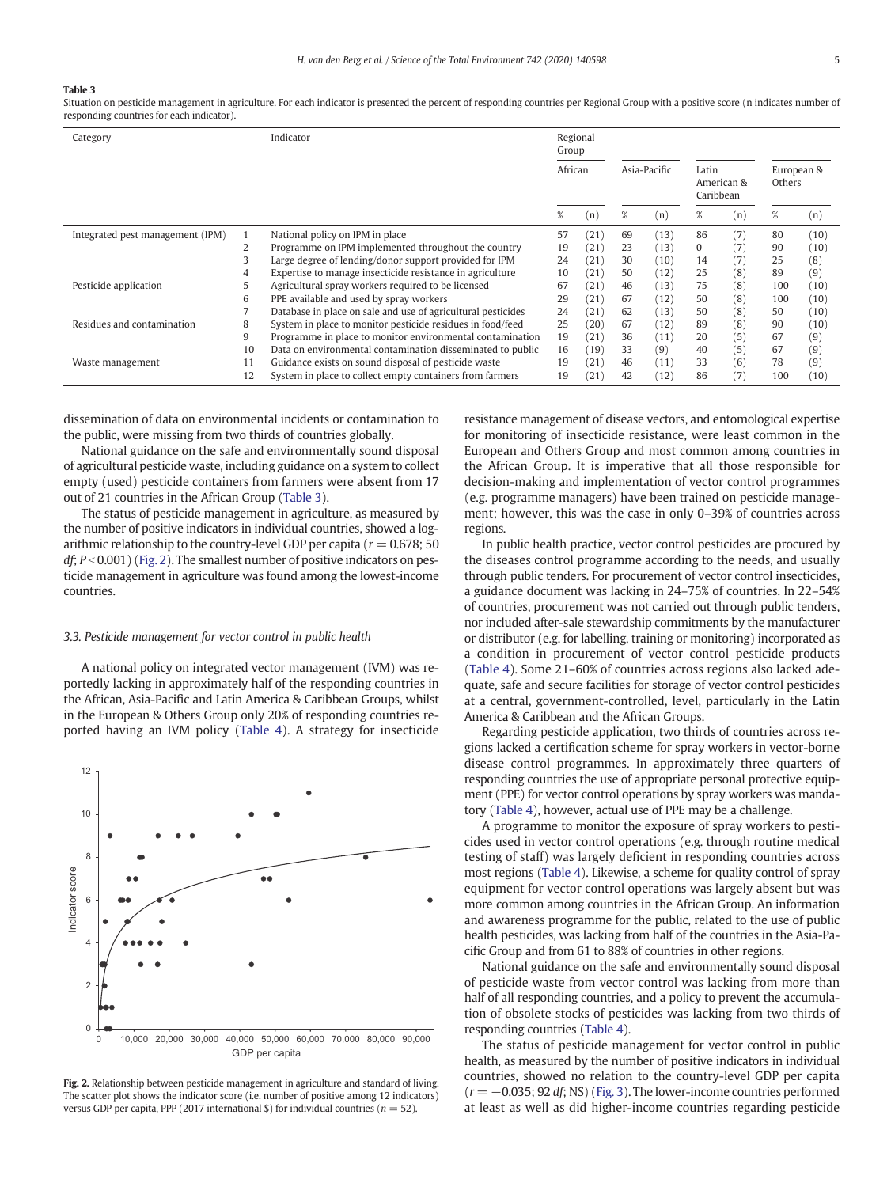**Table 3**
Situation on pesticide management in agriculture. For each indicator is presented the percent of responding countries per Regional Group with a positive score (n indicates number of responding countries for each indicator).

| Category | | Indicator | Regional Group | | | | | | | |
|---|---|---|---|---|---|---|---|---|---|---|
| | | | African | | Asia-Pacific | | Latin American & Caribbean | | European & Others | |
| | | | % | (n) | % | (n) | % | (n) | % | (n) |
| Integrated pest management (IPM) | 1 | National policy on IPM in place | 57 | (21) | 69 | (13) | 86 | (7) | 80 | (10) |
| | 2 | Programme on IPM implemented throughout the country | 19 | (21) | 23 | (13) | 0 | (7) | 90 | (10) |
| | 3 | Large degree of lending/donor support provided for IPM | 24 | (21) | 30 | (10) | 14 | (7) | 25 | (8) |
| | 4 | Expertise to manage insecticide resistance in agriculture | 10 | (21) | 50 | (12) | 25 | (8) | 89 | (9) |
| Pesticide application | 5 | Agricultural spray workers required to be licensed | 67 | (21) | 46 | (13) | 75 | (8) | 100 | (10) |
| | 6 | PPE available and used by spray workers | 29 | (21) | 67 | (12) | 50 | (8) | 100 | (10) |
| | 7 | Database in place on sale and use of agricultural pesticides | 24 | (21) | 62 | (13) | 50 | (8) | 50 | (10) |
| Residues and contamination | 8 | System in place to monitor pesticide residues in food/feed | 25 | (20) | 67 | (12) | 89 | (8) | 90 | (10) |
| | 9 | Programme in place to monitor environmental contamination | 19 | (21) | 36 | (11) | 20 | (5) | 67 | (9) |
| | 10 | Data on environmental contamination disseminated to public | 16 | (19) | 33 | (9) | 40 | (5) | 67 | (9) |
| Waste management | 11 | Guidance exists on sound disposal of pesticide waste | 19 | (21) | 46 | (11) | 33 | (6) | 78 | (9) |
| | 12 | System in place to collect empty containers from farmers | 19 | (21) | 42 | (12) | 86 | (7) | 100 | (10) |

dissemination of data on environmental incidents or contamination to the public, were missing from two thirds of countries globally.

National guidance on the safe and environmentally sound disposal of agricultural pesticide waste, including guidance on a system to collect empty (used) pesticide containers from farmers were absent from 17 out of 21 countries in the African Group (Table 3).

The status of pesticide management in agriculture, as measured by the number of positive indicators in individual countries, showed a logarithmic relationship to the country-level GDP per capita ($r = 0.678$; 50 *df*; $P < 0.001$) (Fig. 2). The smallest number of positive indicators on pesticide management in agriculture was found among the lowest-income countries.

Fig. 2. Relationship between pesticide management in agriculture and standard of living. The scatter plot shows the indicator score (i.e. number of positive among 12 indicators) versus GDP per capita, PPP (2017 international $) for individual countries ($n = 52$).

### 3.3. Pesticide management for vector control in public health

A national policy on integrated vector management (IVM) was reportedly lacking in approximately half of the responding countries in the African, Asia-Pacific and Latin America & Caribbean Groups, whilst in the European & Others Group only 20% of responding countries reported having an IVM policy (Table 4). A strategy for insecticide resistance management of disease vectors, and entomological expertise for monitoring of insecticide resistance, were least common in the European and Others Group and most common among countries in the African Group. It is imperative that all those responsible for decision-making and implementation of vector control programmes (e.g. programme managers) have been trained on pesticide management; however, this was the case in only 0–39% of countries across regions.

In public health practice, vector control pesticides are procured by the diseases control programme according to the needs, and usually through public tenders. For procurement of vector control insecticides, a guidance document was lacking in 24–75% of countries. In 22–54% of countries, procurement was not carried out through public tenders, nor included after-sale stewardship commitments by the manufacturer or distributor (e.g. for labelling, training or monitoring) incorporated as a condition in procurement of vector control pesticide products (Table 4). Some 21–60% of countries across regions also lacked adequate, safe and secure facilities for storage of vector control pesticides at a central, government-controlled, level, particularly in the Latin America & Caribbean and the African Groups.

Regarding pesticide application, two thirds of countries across regions lacked a certification scheme for spray workers in vector-borne disease control programmes. In approximately three quarters of responding countries the use of appropriate personal protective equipment (PPE) for vector control operations by spray workers was mandatory (Table 4), however, actual use of PPE may be a challenge.

A programme to monitor the exposure of spray workers to pesticides used in vector control operations (e.g. through routine medical testing of staff) was largely deficient in responding countries across most regions (Table 4). Likewise, a scheme for quality control of spray equipment for vector control operations was largely absent but was more common among countries in the African Group. An information and awareness programme for the public, related to the use of public health pesticides, was lacking from half of the countries in the Asia-Pacific Group and from 61 to 88% of countries in other regions.

National guidance on the safe and environmentally sound disposal of pesticide waste from vector control was lacking from more than half of all responding countries, and a policy to prevent the accumulation of obsolete stocks of pesticides was lacking from two thirds of responding countries (Table 4).

The status of pesticide management for vector control in public health, as measured by the number of positive indicators in individual countries, showed no relation to the country-level GDP per capita ($r = -0.035$; 92 *df*; NS) (Fig. 3). The lower-income countries performed at least as well as did higher-income countries regarding pesticide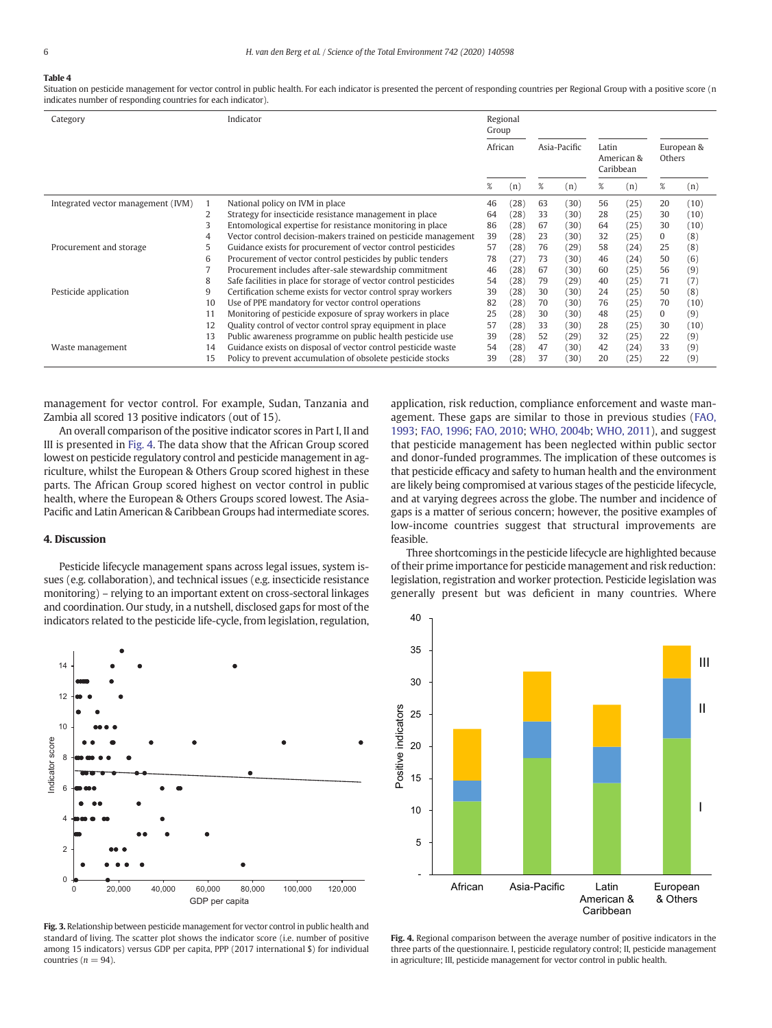**Table 4**
Situation on pesticide management for vector control in public health. For each indicator is presented the percent of responding countries per Regional Group with a positive score (n indicates number of responding countries for each indicator).

| Category | | Indicator | Regional Group | | | | | | | |
|---|---|---|---|---|---|---|---|---|---|---|
| | | | African | | Asia-Pacific | | Latin American & Caribbean | | European & Others | |
| | | | % | (n) | % | (n) | % | (n) | % | (n) |
| Integrated vector management (IVM) | 1 | National policy on IVM in place | 46 | (28) | 63 | (30) | 56 | (25) | 20 | (10) |
| | 2 | Strategy for insecticide resistance management in place | 64 | (28) | 33 | (30) | 28 | (25) | 30 | (10) |
| | 3 | Entomological expertise for resistance monitoring in place | 86 | (28) | 67 | (30) | 64 | (25) | 30 | (10) |
| | 4 | Vector control decision-makers trained on pesticide management | 39 | (28) | 23 | (30) | 32 | (25) | 0 | (8) |
| Procurement and storage | 5 | Guidance exists for procurement of vector control pesticides | 57 | (28) | 76 | (29) | 58 | (24) | 25 | (8) |
| | 6 | Procurement of vector control pesticides by public tenders | 78 | (27) | 73 | (30) | 46 | (24) | 50 | (6) |
| | 7 | Procurement includes after-sale stewardship commitment | 46 | (28) | 67 | (30) | 60 | (25) | 56 | (9) |
| | 8 | Safe facilities in place for storage of vector control pesticides | 54 | (28) | 79 | (29) | 40 | (25) | 71 | (7) |
| Pesticide application | 9 | Certification scheme exists for vector control spray workers | 39 | (28) | 30 | (30) | 24 | (25) | 50 | (8) |
| | 10 | Use of PPE mandatory for vector control operations | 82 | (28) | 70 | (30) | 76 | (25) | 70 | (10) |
| | 11 | Monitoring of pesticide exposure of spray workers in place | 25 | (28) | 30 | (30) | 48 | (25) | 0 | (9) |
| | 12 | Quality control of vector control spray equipment in place | 57 | (28) | 33 | (30) | 28 | (25) | 30 | (10) |
| | 13 | Public awareness programme on public health pesticide use | 39 | (28) | 52 | (29) | 32 | (25) | 22 | (9) |
| Waste management | 14 | Guidance exists on disposal of vector control pesticide waste | 54 | (28) | 47 | (30) | 42 | (24) | 33 | (9) |
| | 15 | Policy to prevent accumulation of obsolete pesticide stocks | 39 | (28) | 37 | (30) | 20 | (25) | 22 | (9) |

management for vector control. For example, Sudan, Tanzania and Zambia all scored 13 positive indicators (out of 15).

An overall comparison of the positive indicator scores in Part I, II and III is presented in Fig. 4. The data show that the African Group scored lowest on pesticide regulatory control and pesticide management in agriculture, whilst the European & Others Group scored highest in these parts. The African Group scored highest on vector control in public health, where the European & Others Groups scored lowest. The Asia-Pacific and Latin American & Caribbean Groups had intermediate scores.

## 4. Discussion

Pesticide lifecycle management spans across legal issues, system issues (e.g. collaboration), and technical issues (e.g. insecticide resistance monitoring) – relying to an important extent on cross-sectoral linkages and coordination. Our study, in a nutshell, disclosed gaps for most of the indicators related to the pesticide life-cycle, from legislation, regulation, application, risk reduction, compliance enforcement and waste management. These gaps are similar to those in previous studies (FAO, 1993; FAO, 1996; FAO, 2010; WHO, 2004b; WHO, 2011), and suggest that pesticide management has been neglected within public sector and donor-funded programmes. The implication of these outcomes is that pesticide efficacy and safety to human health and the environment are likely being compromised at various stages of the pesticide lifecycle, and at varying degrees across the globe. The number and incidence of gaps is a matter of serious concern; however, the positive examples of low-income countries suggest that structural improvements are feasible.

Three shortcomings in the pesticide lifecycle are highlighted because of their prime importance for pesticide management and risk reduction: legislation, registration and worker protection. Pesticide legislation was generally present but was deficient in many countries. Where

**Fig. 3.** Relationship between pesticide management for vector control in public health and standard of living. The scatter plot shows the indicator score (i.e. number of positive among 15 indicators) versus GDP per capita, PPP (2017 international $) for individual countries ($n = 94$).

**Fig. 4.** Regional comparison between the average number of positive indicators in the three parts of the questionnaire. I, pesticide regulatory control; II, pesticide management in agriculture; III, pesticide management for vector control in public health.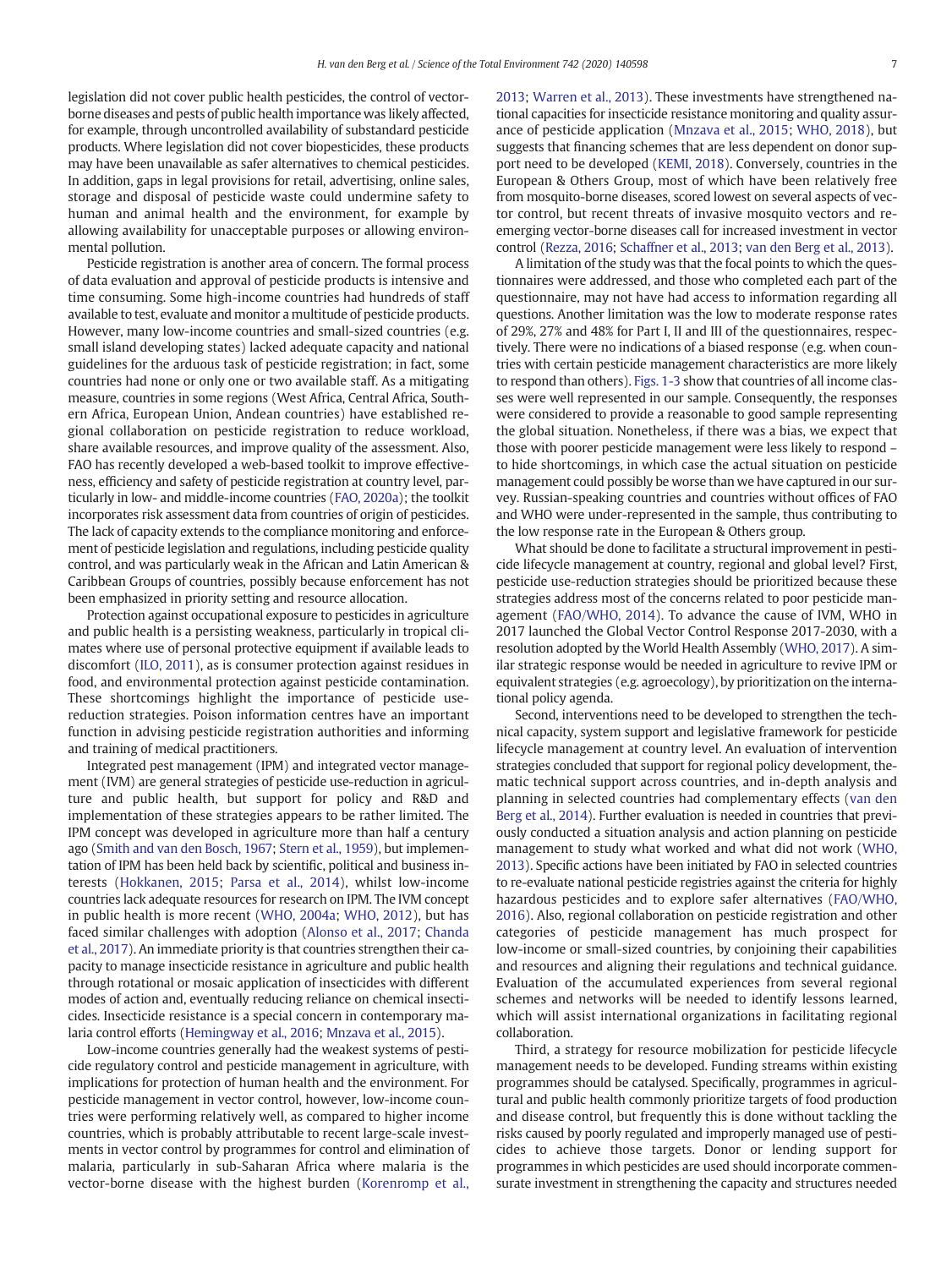legislation did not cover public health pesticides, the control of vector-borne diseases and pests of public health importance was likely affected, for example, through uncontrolled availability of substandard pesticide products. Where legislation did not cover biopesticides, these products may have been unavailable as safer alternatives to chemical pesticides. In addition, gaps in legal provisions for retail, advertising, online sales, storage and disposal of pesticide waste could undermine safety to human and animal health and the environment, for example by allowing availability for unacceptable purposes or allowing environmental pollution.

Pesticide registration is another area of concern. The formal process of data evaluation and approval of pesticide products is intensive and time consuming. Some high-income countries had hundreds of staff available to test, evaluate and monitor a multitude of pesticide products. However, many low-income countries and small-sized countries (e.g. small island developing states) lacked adequate capacity and national guidelines for the arduous task of pesticide registration; in fact, some countries had none or only one or two available staff. As a mitigating measure, countries in some regions (West Africa, Central Africa, Southern Africa, European Union, Andean countries) have established regional collaboration on pesticide registration to reduce workload, share available resources, and improve quality of the assessment. Also, FAO has recently developed a web-based toolkit to improve effectiveness, efficiency and safety of pesticide registration at country level, particularly in low- and middle-income countries (FAO, 2020a); the toolkit incorporates risk assessment data from countries of origin of pesticides. The lack of capacity extends to the compliance monitoring and enforcement of pesticide legislation and regulations, including pesticide quality control, and was particularly weak in the African and Latin American & Caribbean Groups of countries, possibly because enforcement has not been emphasized in priority setting and resource allocation.

Protection against occupational exposure to pesticides in agriculture and public health is a persisting weakness, particularly in tropical climates where use of personal protective equipment if available leads to discomfort (ILO, 2011), as is consumer protection against residues in food, and environmental protection against pesticide contamination. These shortcomings highlight the importance of pesticide use-reduction strategies. Poison information centres have an important function in advising pesticide registration authorities and informing and training of medical practitioners.

Integrated pest management (IPM) and integrated vector management (IVM) are general strategies of pesticide use-reduction in agriculture and public health, but support for policy and R&D and implementation of these strategies appears to be rather limited. The IPM concept was developed in agriculture more than half a century ago (Smith and van den Bosch, 1967; Stern et al., 1959), but implementation of IPM has been held back by scientific, political and business interests (Hokkanen, 2015; Parsa et al., 2014), whilst low-income countries lack adequate resources for research on IPM. The IVM concept in public health is more recent (WHO, 2004a; WHO, 2012), but has faced similar challenges with adoption (Alonso et al., 2017; Chanda et al., 2017). An immediate priority is that countries strengthen their capacity to manage insecticide resistance in agriculture and public health through rotational or mosaic application of insecticides with different modes of action and, eventually reducing reliance on chemical insecticides. Insecticide resistance is a special concern in contemporary malaria control efforts (Hemingway et al., 2016; Mnzava et al., 2015).

Low-income countries generally had the weakest systems of pesticide regulatory control and pesticide management in agriculture, with implications for protection of human health and the environment. For pesticide management in vector control, however, low-income countries were performing relatively well, as compared to higher income countries, which is probably attributable to recent large-scale investments in vector control by programmes for control and elimination of malaria, particularly in sub-Saharan Africa where malaria is the vector-borne disease with the highest burden (Korenromp et al., 2013; Warren et al., 2013). These investments have strengthened national capacities for insecticide resistance monitoring and quality assurance of pesticide application (Mnzava et al., 2015; WHO, 2018), but suggests that financing schemes that are less dependent on donor support need to be developed (KEMI, 2018). Conversely, countries in the European & Others Group, most of which have been relatively free from mosquito-borne diseases, scored lowest on several aspects of vector control, but recent threats of invasive mosquito vectors and re-emerging vector-borne diseases call for increased investment in vector control (Rezza, 2016; Schaffner et al., 2013; van den Berg et al., 2013).

A limitation of the study was that the focal points to which the questionnaires were addressed, and those who completed each part of the questionnaire, may not have had access to information regarding all questions. Another limitation was the low to moderate response rates of 29%, 27% and 48% for Part I, II and III of the questionnaires, respectively. There were no indications of a biased response (e.g. when countries with certain pesticide management characteristics are more likely to respond than others). Figs. 1-3 show that countries of all income classes were well represented in our sample. Consequently, the responses were considered to provide a reasonable to good sample representing the global situation. Nonetheless, if there was a bias, we expect that those with poorer pesticide management were less likely to respond – to hide shortcomings, in which case the actual situation on pesticide management could possibly be worse than we have captured in our survey. Russian-speaking countries and countries without offices of FAO and WHO were under-represented in the sample, thus contributing to the low response rate in the European & Others group.

What should be done to facilitate a structural improvement in pesticide lifecycle management at country, regional and global level? First, pesticide use-reduction strategies should be prioritized because these strategies address most of the concerns related to poor pesticide management (FAO/WHO, 2014). To advance the cause of IVM, WHO in 2017 launched the Global Vector Control Response 2017-2030, with a resolution adopted by the World Health Assembly (WHO, 2017). A similar strategic response would be needed in agriculture to revive IPM or equivalent strategies (e.g. agroecology), by prioritization on the international policy agenda.

Second, interventions need to be developed to strengthen the technical capacity, system support and legislative framework for pesticide lifecycle management at country level. An evaluation of intervention strategies concluded that support for regional policy development, thematic technical support across countries, and in-depth analysis and planning in selected countries had complementary effects (van den Berg et al., 2014). Further evaluation is needed in countries that previously conducted a situation analysis and action planning on pesticide management to study what worked and what did not work (WHO, 2013). Specific actions have been initiated by FAO in selected countries to re-evaluate national pesticide registries against the criteria for highly hazardous pesticides and to explore safer alternatives (FAO/WHO, 2016). Also, regional collaboration on pesticide registration and other categories of pesticide management has much prospect for low-income or small-sized countries, by conjoining their capabilities and resources and aligning their regulations and technical guidance. Evaluation of the accumulated experiences from several regional schemes and networks will be needed to identify lessons learned, which will assist international organizations in facilitating regional collaboration.

Third, a strategy for resource mobilization for pesticide lifecycle management needs to be developed. Funding streams within existing programmes should be catalysed. Specifically, programmes in agricultural and public health commonly prioritize targets of food production and disease control, but frequently this is done without tackling the risks caused by poorly regulated and improperly managed use of pesticides to achieve those targets. Donor or lending support for programmes in which pesticides are used should incorporate commensurate investment in strengthening the capacity and structures needed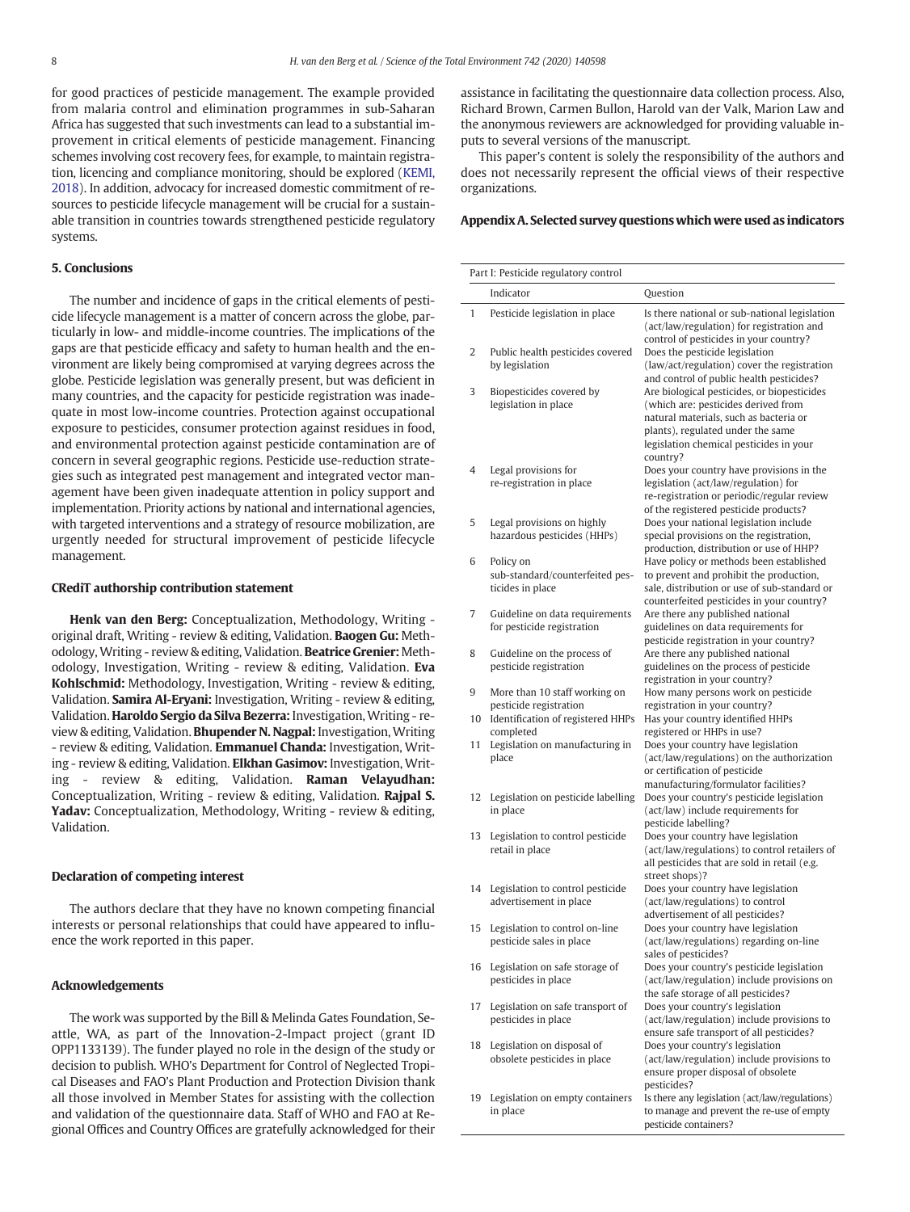for good practices of pesticide management. The example provided from malaria control and elimination programmes in sub-Saharan Africa has suggested that such investments can lead to a substantial improvement in critical elements of pesticide management. Financing schemes involving cost recovery fees, for example, to maintain registration, licencing and compliance monitoring, should be explored (KEMI, 2018). In addition, advocacy for increased domestic commitment of resources to pesticide lifecycle management will be crucial for a sustainable transition in countries towards strengthened pesticide regulatory systems.

## 5. Conclusions

The number and incidence of gaps in the critical elements of pesticide lifecycle management is a matter of concern across the globe, particularly in low- and middle-income countries. The implications of the gaps are that pesticide efficacy and safety to human health and the environment are likely being compromised at varying degrees across the globe. Pesticide legislation was generally present, but was deficient in many countries, and the capacity for pesticide registration was inadequate in most low-income countries. Protection against occupational exposure to pesticides, consumer protection against residues in food, and environmental protection against pesticide contamination are of concern in several geographic regions. Pesticide use-reduction strategies such as integrated pest management and integrated vector management have been given inadequate attention in policy support and implementation. Priority actions by national and international agencies, with targeted interventions and a strategy of resource mobilization, are urgently needed for structural improvement of pesticide lifecycle management.

## CRediT authorship contribution statement

**Henk van den Berg:** Conceptualization, Methodology, Writing - original draft, Writing - review & editing, Validation. **Baogen Gu:** Methodology, Writing - review & editing, Validation. **Beatrice Grenier:** Methodology, Investigation, Writing - review & editing, Validation. **Eva Kohlschmid:** Methodology, Investigation, Writing - review & editing, Validation. **Samira Al-Eryani:** Investigation, Writing - review & editing, Validation. **Haroldo Sergio da Silva Bezerra:** Investigation, Writing - review & editing, Validation. **Bhupender N. Nagpal:** Investigation, Writing - review & editing, Validation. **Emmanuel Chanda:** Investigation, Writing - review & editing, Validation. **Elkhan Gasimov:** Investigation, Writing - review & editing, Validation. **Raman Velayudhan:** Conceptualization, Writing - review & editing, Validation. **Rajpal S. Yadav:** Conceptualization, Methodology, Writing - review & editing, Validation.

## Declaration of competing interest

The authors declare that they have no known competing financial interests or personal relationships that could have appeared to influence the work reported in this paper.

## Acknowledgements

The work was supported by the Bill & Melinda Gates Foundation, Seattle, WA, as part of the Innovation-2-Impact project (grant ID OPP1133139). The funder played no role in the design of the study or decision to publish. WHO's Department for Control of Neglected Tropical Diseases and FAO's Plant Production and Protection Division thank all those involved in Member States for assisting with the collection and validation of the questionnaire data. Staff of WHO and FAO at Regional Offices and Country Offices are gratefully acknowledged for their assistance in facilitating the questionnaire data collection process. Also, Richard Brown, Carmen Bullon, Harold van der Valk, Marion Law and the anonymous reviewers are acknowledged for providing valuable inputs to several versions of the manuscript.

This paper's content is solely the responsibility of the authors and does not necessarily represent the official views of their respective organizations.

## Appendix A. Selected survey questions which were used as indicators

| Part I: Pesticide regulatory control | | |
|---|---|---|
| | Indicator | Question |
| 1 | Pesticide legislation in place | Is there national or sub-national legislation (act/law/regulation) for registration and control of pesticides in your country? |
| 2 | Public health pesticides covered by legislation | Does the pesticide legislation (law/act/regulation) cover the registration and control of public health pesticides? |
| 3 | Biopesticides covered by legislation in place | Are biological pesticides, or biopesticides (which are: pesticides derived from natural materials, such as bacteria or plants), regulated under the same legislation chemical pesticides in your country? |
| 4 | Legal provisions for re-registration in place | Does your country have provisions in the legislation (act/law/regulation) for re-registration or periodic/regular review of the registered pesticide products? |
| 5 | Legal provisions on highly hazardous pesticides (HHPs) | Does your national legislation include special provisions on the registration, production, distribution or use of HHP? |
| 6 | Policy on sub-standard/counterfeited pesticides in place | Have policy or methods been established to prevent and prohibit the production, sale, distribution or use of sub-standard or counterfeited pesticides in your country? |
| 7 | Guideline on data requirements for pesticide registration | Are there any published national guidelines on data requirements for pesticide registration in your country? |
| 8 | Guideline on the process of pesticide registration | Are there any published national guidelines on the process of pesticide registration in your country? |
| 9 | More than 10 staff working on pesticide registration | How many persons work on pesticide registration in your country? |
| 10 | Identification of registered HHPs completed | Has your country identified HHPs registered or HHPs in use? |
| 11 | Legislation on manufacturing in place | Does your country have legislation (act/law/regulations) on the authorization or certification of pesticide manufacturing/formulator facilities? |
| 12 | Legislation on pesticide labelling in place | Does your country's pesticide legislation (act/law) include requirements for pesticide labelling? |
| 13 | Legislation to control pesticide retail in place | Does your country have legislation (act/law/regulations) to control retailers of all pesticides that are sold in retail (e.g. street shops)? |
| 14 | Legislation to control pesticide advertisement in place | Does your country have legislation (act/law/regulations) to control advertisement of all pesticides? |
| 15 | Legislation to control on-line pesticide sales in place | Does your country have legislation (act/law/regulations) regarding on-line sales of pesticides? |
| 16 | Legislation on safe storage of pesticides in place | Does your country's pesticide legislation (act/law/regulation) include provisions on the safe storage of all pesticides? |
| 17 | Legislation on safe transport of pesticides in place | Does your country's legislation (act/law/regulation) include provisions to ensure safe transport of all pesticides? |
| 18 | Legislation on disposal of obsolete pesticides in place | Does your country's legislation (act/law/regulation) include provisions to ensure proper disposal of obsolete pesticides? |
| 19 | Legislation on empty containers in place | Is there any legislation (act/law/regulations) to manage and prevent the re-use of empty pesticide containers? |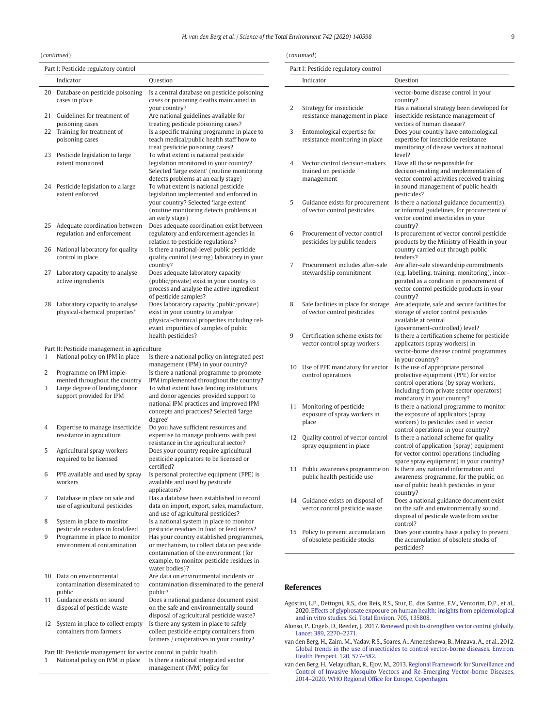(*continued*)

| | Indicator | Question |
|---|---|---|
| **Part I: Pesticide regulatory control** | | |
| 20 | Database on pesticide poisoning cases in place | Is a central database on pesticide poisoning cases or poisoning deaths maintained in your country? |
| 21 | Guidelines for treatment of poisoning cases | Are national guidelines available for treating pesticide poisoning cases? |
| 22 | Training for treatment of poisoning cases | Is a specific training programme in place to teach medical/public health staff how to treat pesticide poisoning cases? |
| 23 | Pesticide legislation to large extent monitored | To what extent is national pesticide legislation monitored in your country? Selected 'large extent' (routine monitoring detects problems at an early stage) |
| 24 | Pesticide legislation to a large extent enforced | To what extent is national pesticide legislation implemented and enforced in your country? Selected 'large extent' (routine monitoring detects problems at an early stage) |
| 25 | Adequate coordination between regulation and enforcement | Does adequate coordination exist between regulatory and enforcement agencies in relation to pesticide regulations? |
| 26 | National laboratory for quality control in place | Is there a national-level public pesticide quality control (testing) laboratory in your country? |
| 27 | Laboratory capacity to analyse active ingredients | Does adequate laboratory capacity (public/private) exist in your country to process and analyse the active ingredient of pesticide samples? |
| 28 | Laboratory capacity to analyse physical-chemical properties* | Does laboratory capacity (public/private) exist in your country to analyse physical-chemical properties including relevant impurities of samples of public health pesticides? |
| **Part II: Pesticide management in agriculture** | | |
| 1 | National policy on IPM in place | Is there a national policy on integrated pest management (IPM) in your country? |
| 2 | Programme on IPM implemented throughout the country | Is there a national programme to promote IPM implemented throughout the country? |
| 3 | Large degree of lending/donor support provided for IPM | To what extent have lending institutions and donor agencies provided support to national IPM practices and improved IPM concepts and practices? Selected 'large degree' |
| 4 | Expertise to manage insecticide resistance in agriculture | Do you have sufficient resources and expertise to manage problems with pest resistance in the agricultural sector? |
| 5 | Agricultural spray workers required to be licensed | Does your country require agricultural pesticide applicators to be licensed or certified? |
| 6 | PPE available and used by spray workers | Is personal protective equipment (PPE) is available and used by pesticide applicators? |
| 7 | Database in place on sale and use of agricultural pesticides | Has a database been established to record data on import, export, sales, manufacture, and use of agricultural pesticides? |
| 8 | System in place to monitor pesticide residues in food/feed | Is a national system in place to monitor pesticide residues In food or feed items? |
| 9 | Programme in place to monitor environmental contamination | Has your country established programmes, or mechanism, to collect data on pesticide contamination of the environment (for example, to monitor pesticide residues in water bodies)? |
| 10 | Data on environmental contamination disseminated to public | Are data on environmental incidents or contamination disseminated to the general public? |
| 11 | Guidance exists on sound disposal of pesticide waste | Does a national guidance document exist on the safe and environmentally sound disposal of agricultural pesticide waste? |
| 12 | System in place to collect empty containers from farmers | Is there any system in place to safely collect pesticide empty containers from farmers / cooperatives in your country? |
| **Part III: Pesticide management for vector control in public health** | | |
| 1 | National policy on IVM in place | Is there a national integrated vector management (IVM) policy for vector-borne disease control in your country? |
| 2 | Strategy for insecticide resistance management in place | Has a national strategy been developed for insecticide resistance management of vectors of human disease? |
| 3 | Entomological expertise for resistance monitoring in place | Does your country have entomological expertise for insecticide resistance monitoring of disease vectors at national level? |
| 4 | Vector control decision-makers trained on pesticide management | Have all those responsible for decision-making and implementation of vector control activities received training in sound management of public health pesticides? |
| 5 | Guidance exists for procurement of vector control pesticides | Is there a national guidance document(s), or informal guidelines, for procurement of vector control insecticides in your country? |
| 6 | Procurement of vector control pesticides by public tenders | Is procurement of vector control pesticide products by the Ministry of Health in your country carried out through public tenders? |
| 7 | Procurement includes after-sale stewardship commitment | Are after-sale stewardship commitments (e.g. labelling, training, monitoring), incorporated as a condition in procurement of vector control pesticide products in your country? |
| 8 | Safe facilities in place for storage of vector control pesticides | Are adequate, safe and secure facilities for storage of vector control pesticides available at central (government-controlled) level? |
| 9 | Certification scheme exists for vector control spray workers | Is there a certification scheme for pesticide applicators (spray workers) in vector-borne disease control programmes in your country? |
| 10 | Use of PPE mandatory for vector control operations | Is the use of appropriate personal protective equipment (PPE) for vector control operations (by spray workers, including from private sector operators) mandatory in your country? |
| 11 | Monitoring of pesticide exposure of spray workers in place | Is there a national programme to monitor the exposure of applicators (spray workers) to pesticides used in vector control operations in your country? |
| 12 | Quality control of vector control spray equipment in place | Is there a national scheme for quality control of application (spray) equipment for vector control operations (including space spray equipment) in your country? |
| 13 | Public awareness programme on public health pesticide use | Is there any national information and awareness programme, for the public, on use of public health pesticides in your country? |
| 14 | Guidance exists on disposal of vector control pesticide waste | Does a national guidance document exist on the safe and environmentally sound disposal of pesticide waste from vector control? |
| 15 | Policy to prevent accumulation of obsolete pesticide stocks | Does your country have a policy to prevent the accumulation of obsolete stocks of pesticides? |

## References

Agostini, L.P., Dettogni, R.S., dos Reis, R.S., Stur, E., dos Santos, E.V., Ventorim, D.P., et al., 2020. Effects of glyphosate exposure on human health: insights from epidemiological and in vitro studies. Sci. Total Environ. 705, 135808.

Alonso, P., Engels, D., Reeder, J., 2017. Renewed push to strengthen vector control globally. Lancet 389, 2270–2271.

van den Berg, H., Zaim, M., Yadav, R.S., Soares, A., Ameneshewa, B., Mnzava, A., et al., 2012. Global trends in the use of insecticides to control vector-borne diseases. Environ. Health Perspect. 120, 577–582.

van den Berg, H., Velayudhan, R., Ejov, M., 2013. Regional Framework for Surveillance and Control of Invasive Mosquito Vectors and Re-Emerging Vector-borne Diseases, 2014–2020. WHO Regional Office for Europe, Copenhagen.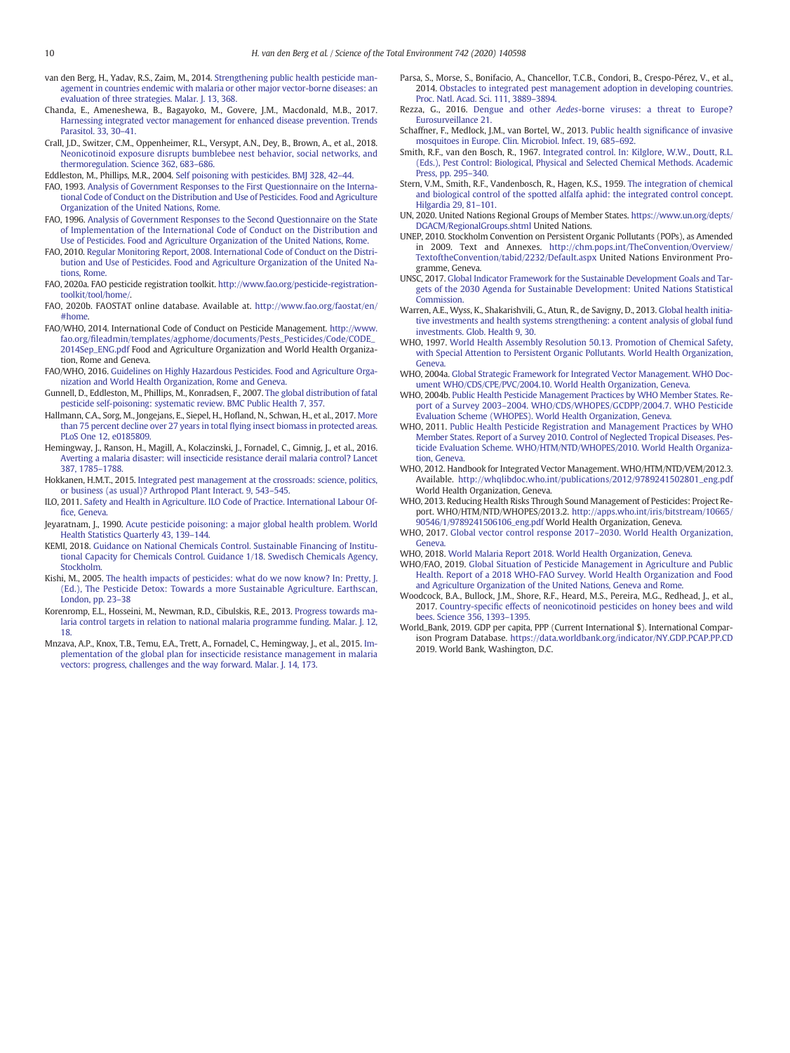van den Berg, H., Yadav, R.S., Zaim, M., 2014. Strengthening public health pesticide management in countries endemic with malaria or other major vector-borne diseases: an evaluation of three strategies. Malar. J. 13, 368.

Chanda, E., Ameneshewa, B., Bagayoko, M., Govere, J.M., Macdonald, M.B., 2017. Harnessing integrated vector management for enhanced disease prevention. Trends Parasitol. 33, 30–41.

Crall, J.D., Switzer, C.M., Oppenheimer, R.L., Versypt, A.N., Dey, B., Brown, A., et al., 2018. Neonicotinoid exposure disrupts bumblebee nest behavior, social networks, and thermoregulation. Science 362, 683–686.

Eddleston, M., Phillips, M.R., 2004. Self poisoning with pesticides. BMJ 328, 42–44.

FAO, 1993. Analysis of Government Responses to the First Questionnaire on the International Code of Conduct on the Distribution and Use of Pesticides. Food and Agriculture Organization of the United Nations, Rome.

FAO, 1996. Analysis of Government Responses to the Second Questionnaire on the State of Implementation of the International Code of Conduct on the Distribution and Use of Pesticides. Food and Agriculture Organization of the United Nations, Rome.

FAO, 2010. Regular Monitoring Report, 2008. International Code of Conduct on the Distribution and Use of Pesticides. Food and Agriculture Organization of the United Nations, Rome.

FAO, 2020a. FAO pesticide registration toolkit. http://www.fao.org/pesticide-registration-toolkit/tool/home/.

FAO, 2020b. FAOSTAT online database. Available at. http://www.fao.org/faostat/en/#home.

FAO/WHO, 2014. International Code of Conduct on Pesticide Management. http://www.fao.org/fileadmin/templates/agphome/documents/Pests_Pesticides/Code/CODE_2014Sep_ENG.pdf Food and Agriculture Organization and World Health Organization, Rome and Geneva.

FAO/WHO, 2016. Guidelines on Highly Hazardous Pesticides. Food and Agriculture Organization and World Health Organization, Rome and Geneva.

Gunnell, D., Eddleston, M., Phillips, M., Konradsen, F., 2007. The global distribution of fatal pesticide self-poisoning: systematic review. BMC Public Health 7, 357.

Hallmann, C.A., Sorg, M., Jongejans, E., Siepel, H., Hofland, N., Schwan, H., et al., 2017. More than 75 percent decline over 27 years in total flying insect biomass in protected areas. PLoS One 12, e0185809.

Hemingway, J., Ranson, H., Magill, A., Kolaczinski, J., Fornadel, C., Gimnig, J., et al., 2016. Averting a malaria disaster: will insecticide resistance derail malaria control? Lancet 387, 1785–1788.

Hokkanen, H.M.T., 2015. Integrated pest management at the crossroads: science, politics, or business (as usual)? Arthropod Plant Interact. 9, 543–545.

ILO, 2011. Safety and Health in Agriculture. ILO Code of Practice. International Labour Office, Geneva.

Jeyaratnam, J., 1990. Acute pesticide poisoning: a major global health problem. World Health Statistics Quarterly 43, 139–144.

KEMI, 2018. Guidance on National Chemicals Control. Sustainable Financing of Institutional Capacity for Chemicals Control. Guidance 1/18. Swedisch Chemicals Agency, Stockholm.

Kishi, M., 2005. The health impacts of pesticides: what do we now know? In: Pretty, J. (Ed.), The Pesticide Detox: Towards a more Sustainable Agriculture. Earthscan, London, pp. 23–38

Korenromp, E.L., Hosseini, M., Newman, R.D., Cibulskis, R.E., 2013. Progress towards malaria control targets in relation to national malaria programme funding. Malar. J. 12, 18.

Mnzava, A.P., Knox, T.B., Temu, E.A., Trett, A., Fornadel, C., Hemingway, J., et al., 2015. Implementation of the global plan for insecticide resistance management in malaria vectors: progress, challenges and the way forward. Malar. J. 14, 173.

Parsa, S., Morse, S., Bonifacio, A., Chancellor, T.C.B., Condori, B., Crespo-Pérez, V., et al., 2014. Obstacles to integrated pest management adoption in developing countries. Proc. Natl. Acad. Sci. 111, 3889–3894.

Rezza, G., 2016. Dengue and other *Aedes*-borne viruses: a threat to Europe? Eurosurveillance 21.

Schaffner, F., Medlock, J.M., van Bortel, W., 2013. Public health significance of invasive mosquitoes in Europe. Clin. Microbiol. Infect. 19, 685–692.

Smith, R.F., van den Bosch, R., 1967. Integrated control. In: Kilglore, W.W., Doutt, R.L. (Eds.), Pest Control: Biological, Physical and Selected Chemical Methods. Academic Press, pp. 295–340.

Stern, V.M., Smith, R.F., Vandenbosch, R., Hagen, K.S., 1959. The integration of chemical and biological control of the spotted alfalfa aphid: the integrated control concept. Hilgardia 29, 81–101.

UN, 2020. United Nations Regional Groups of Member States. https://www.un.org/depts/DGACM/RegionalGroups.shtml United Nations.

UNEP, 2010. Stockholm Convention on Persistent Organic Pollutants (POPs), as Amended in 2009. Text and Annexes. http://chm.pops.int/TheConvention/Overview/TextoftheConvention/tabid/2232/Default.aspx United Nations Environment Programme, Geneva.

UNSC, 2017. Global Indicator Framework for the Sustainable Development Goals and Targets of the 2030 Agenda for Sustainable Development: United Nations Statistical Commission.

Warren, A.E., Wyss, K., Shakarishvili, G., Atun, R., de Savigny, D., 2013. Global health initiative investments and health systems strengthening: a content analysis of global fund investments. Glob. Health 9, 30.

WHO, 1997. World Health Assembly Resolution 50.13. Promotion of Chemical Safety, with Special Attention to Persistent Organic Pollutants. World Health Organization, Geneva.

WHO, 2004a. Global Strategic Framework for Integrated Vector Management. WHO Document WHO/CDS/CPE/PVC/2004.10. World Health Organization, Geneva.

WHO, 2004b. Public Health Pesticide Management Practices by WHO Member States. Report of a Survey 2003–2004. WHO/CDS/WHOPES/GCDPP/2004.7. WHO Pesticide Evaluation Scheme (WHOPES). World Health Organization, Geneva.

WHO, 2011. Public Health Pesticide Registration and Management Practices by WHO Member States. Report of a Survey 2010. Control of Neglected Tropical Diseases. Pesticide Evaluation Scheme. WHO/HTM/NTD/WHOPES/2010. World Health Organization, Geneva.

WHO, 2012. Handbook for Integrated Vector Management. WHO/HTM/NTD/VEM/2012.3. Available. http://whqlibdoc.who.int/publications/2012/9789241502801_eng.pdf World Health Organization, Geneva.

WHO, 2013. Reducing Health Risks Through Sound Management of Pesticides: Project Report. WHO/HTM/NTD/WHOPES/2013.2. http://apps.who.int/iris/bitstream/10665/90546/1/9789241506106_eng.pdf World Health Organization, Geneva.

WHO, 2017. Global vector control response 2017–2030. World Health Organization, Geneva.

WHO, 2018. World Malaria Report 2018. World Health Organization, Geneva.

WHO/FAO, 2019. Global Situation of Pesticide Management in Agriculture and Public Health. Report of a 2018 WHO-FAO Survey. World Health Organization and Food and Agriculture Organization of the United Nations, Geneva and Rome.

Woodcock, B.A., Bullock, J.M., Shore, R.F., Heard, M.S., Pereira, M.G., Redhead, J., et al., 2017. Country-specific effects of neonicotinoid pesticides on honey bees and wild bees. Science 356, 1393–1395.

World_Bank, 2019. GDP per capita, PPP (Current International $). International Comparison Program Database. https://data.worldbank.org/indicator/NY.GDP.PCAP.PP.CD 2019. World Bank, Washington, D.C.